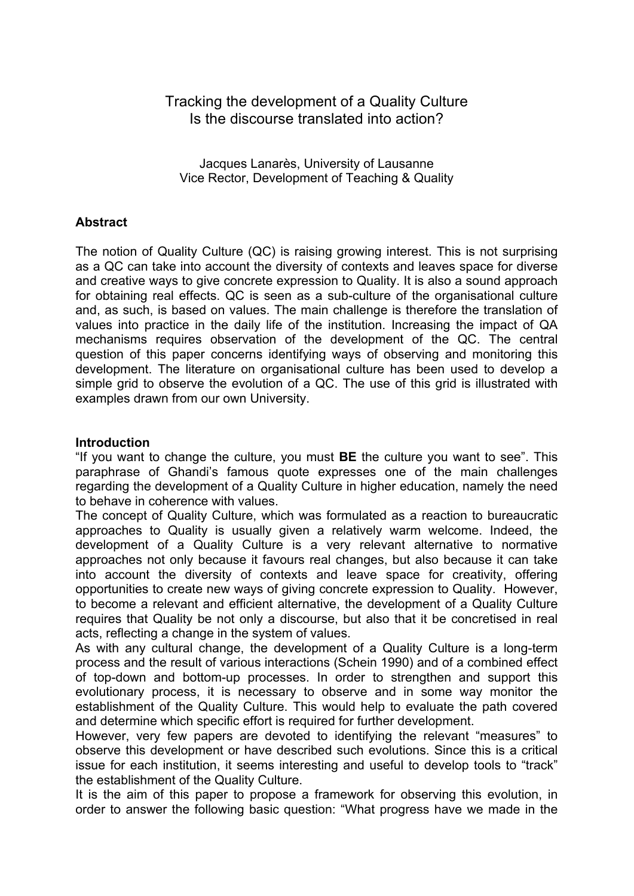# Tracking the development of a Quality Culture
# Is the discourse translated into action?

Jacques Lanarès, University of Lausanne
Vice Rector, Development of Teaching & Quality

## Abstract

The notion of Quality Culture (QC) is raising growing interest. This is not surprising as a QC can take into account the diversity of contexts and leaves space for diverse and creative ways to give concrete expression to Quality. It is also a sound approach for obtaining real effects. QC is seen as a sub-culture of the organisational culture and, as such, is based on values. The main challenge is therefore the translation of values into practice in the daily life of the institution. Increasing the impact of QA mechanisms requires observation of the development of the QC. The central question of this paper concerns identifying ways of observing and monitoring this development. The literature on organisational culture has been used to develop a simple grid to observe the evolution of a QC. The use of this grid is illustrated with examples drawn from our own University.

## Introduction

"If you want to change the culture, you must **BE** the culture you want to see". This paraphrase of Ghandi's famous quote expresses one of the main challenges regarding the development of a Quality Culture in higher education, namely the need to behave in coherence with values.

The concept of Quality Culture, which was formulated as a reaction to bureaucratic approaches to Quality is usually given a relatively warm welcome. Indeed, the development of a Quality Culture is a very relevant alternative to normative approaches not only because it favours real changes, but also because it can take into account the diversity of contexts and leave space for creativity, offering opportunities to create new ways of giving concrete expression to Quality. However, to become a relevant and efficient alternative, the development of a Quality Culture requires that Quality be not only a discourse, but also that it be concretised in real acts, reflecting a change in the system of values.

As with any cultural change, the development of a Quality Culture is a long-term process and the result of various interactions (Schein 1990) and of a combined effect of top-down and bottom-up processes. In order to strengthen and support this evolutionary process, it is necessary to observe and in some way monitor the establishment of the Quality Culture. This would help to evaluate the path covered and determine which specific effort is required for further development.

However, very few papers are devoted to identifying the relevant "measures" to observe this development or have described such evolutions. Since this is a critical issue for each institution, it seems interesting and useful to develop tools to "track" the establishment of the Quality Culture.

It is the aim of this paper to propose a framework for observing this evolution, in order to answer the following basic question: "What progress have we made in the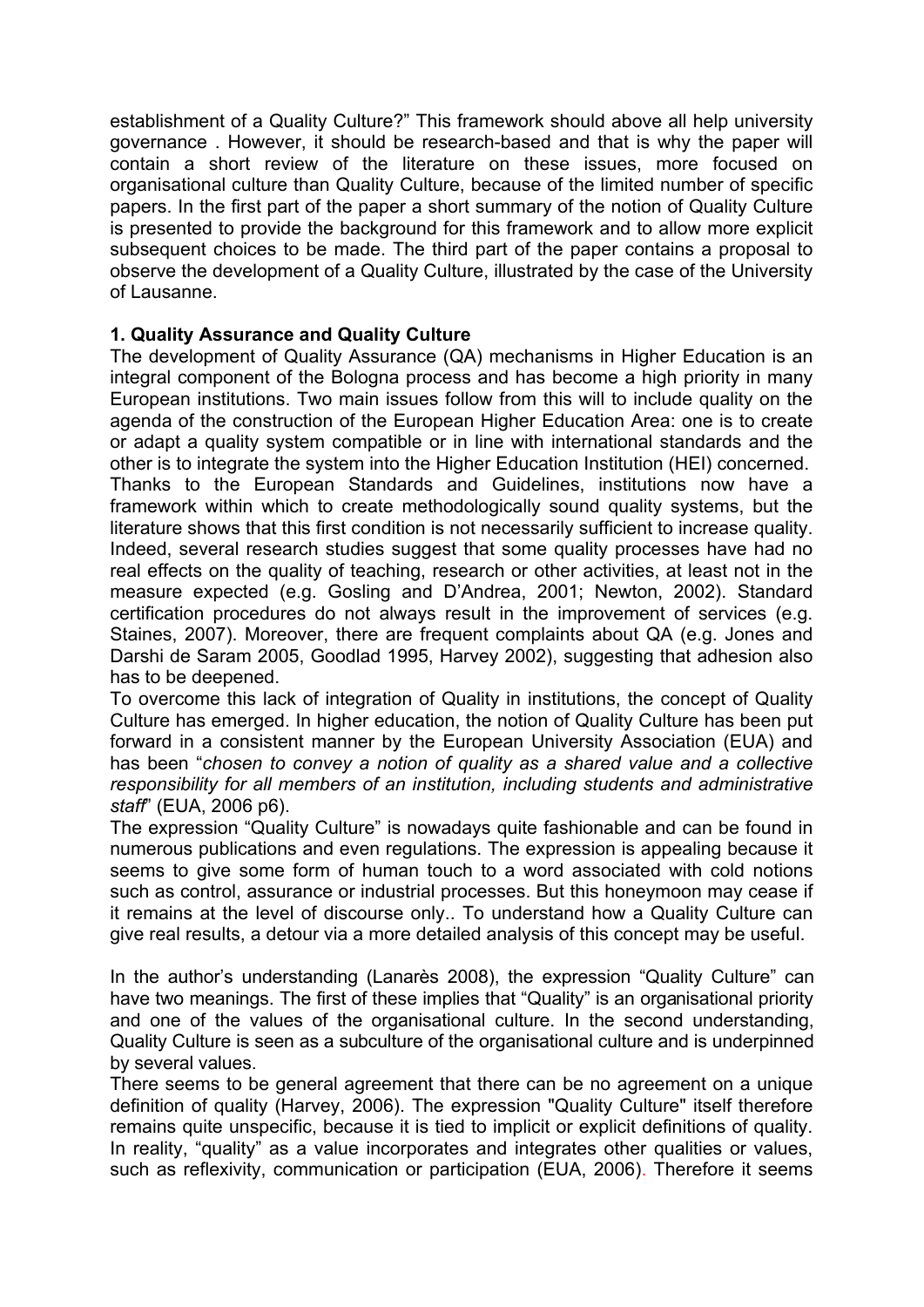establishment of a Quality Culture?" This framework should above all help university governance . However, it should be research-based and that is why the paper will contain a short review of the literature on these issues, more focused on organisational culture than Quality Culture, because of the limited number of specific papers. In the first part of the paper a short summary of the notion of Quality Culture is presented to provide the background for this framework and to allow more explicit subsequent choices to be made. The third part of the paper contains a proposal to observe the development of a Quality Culture, illustrated by the case of the University of Lausanne.

**1. Quality Assurance and Quality Culture**

The development of Quality Assurance (QA) mechanisms in Higher Education is an integral component of the Bologna process and has become a high priority in many European institutions. Two main issues follow from this will to include quality on the agenda of the construction of the European Higher Education Area: one is to create or adapt a quality system compatible or in line with international standards and the other is to integrate the system into the Higher Education Institution (HEI) concerned. Thanks to the European Standards and Guidelines, institutions now have a framework within which to create methodologically sound quality systems, but the literature shows that this first condition is not necessarily sufficient to increase quality. Indeed, several research studies suggest that some quality processes have had no real effects on the quality of teaching, research or other activities, at least not in the measure expected (e.g. Gosling and D'Andrea, 2001; Newton, 2002). Standard certification procedures do not always result in the improvement of services (e.g. Staines, 2007). Moreover, there are frequent complaints about QA (e.g. Jones and Darshi de Saram 2005, Goodlad 1995, Harvey 2002), suggesting that adhesion also has to be deepened.

To overcome this lack of integration of Quality in institutions, the concept of Quality Culture has emerged. In higher education, the notion of Quality Culture has been put forward in a consistent manner by the European University Association (EUA) and has been "*chosen to convey a notion of quality as a shared value and a collective responsibility for all members of an institution, including students and administrative staff*" (EUA, 2006 p6).

The expression "Quality Culture" is nowadays quite fashionable and can be found in numerous publications and even regulations. The expression is appealing because it seems to give some form of human touch to a word associated with cold notions such as control, assurance or industrial processes. But this honeymoon may cease if it remains at the level of discourse only.. To understand how a Quality Culture can give real results, a detour via a more detailed analysis of this concept may be useful.

In the author's understanding (Lanarès 2008), the expression "Quality Culture" can have two meanings. The first of these implies that "Quality" is an organisational priority and one of the values of the organisational culture. In the second understanding, Quality Culture is seen as a subculture of the organisational culture and is underpinned by several values.

There seems to be general agreement that there can be no agreement on a unique definition of quality (Harvey, 2006). The expression "Quality Culture" itself therefore remains quite unspecific, because it is tied to implicit or explicit definitions of quality. In reality, "quality" as a value incorporates and integrates other qualities or values, such as reflexivity, communication or participation (EUA, 2006). Therefore it seems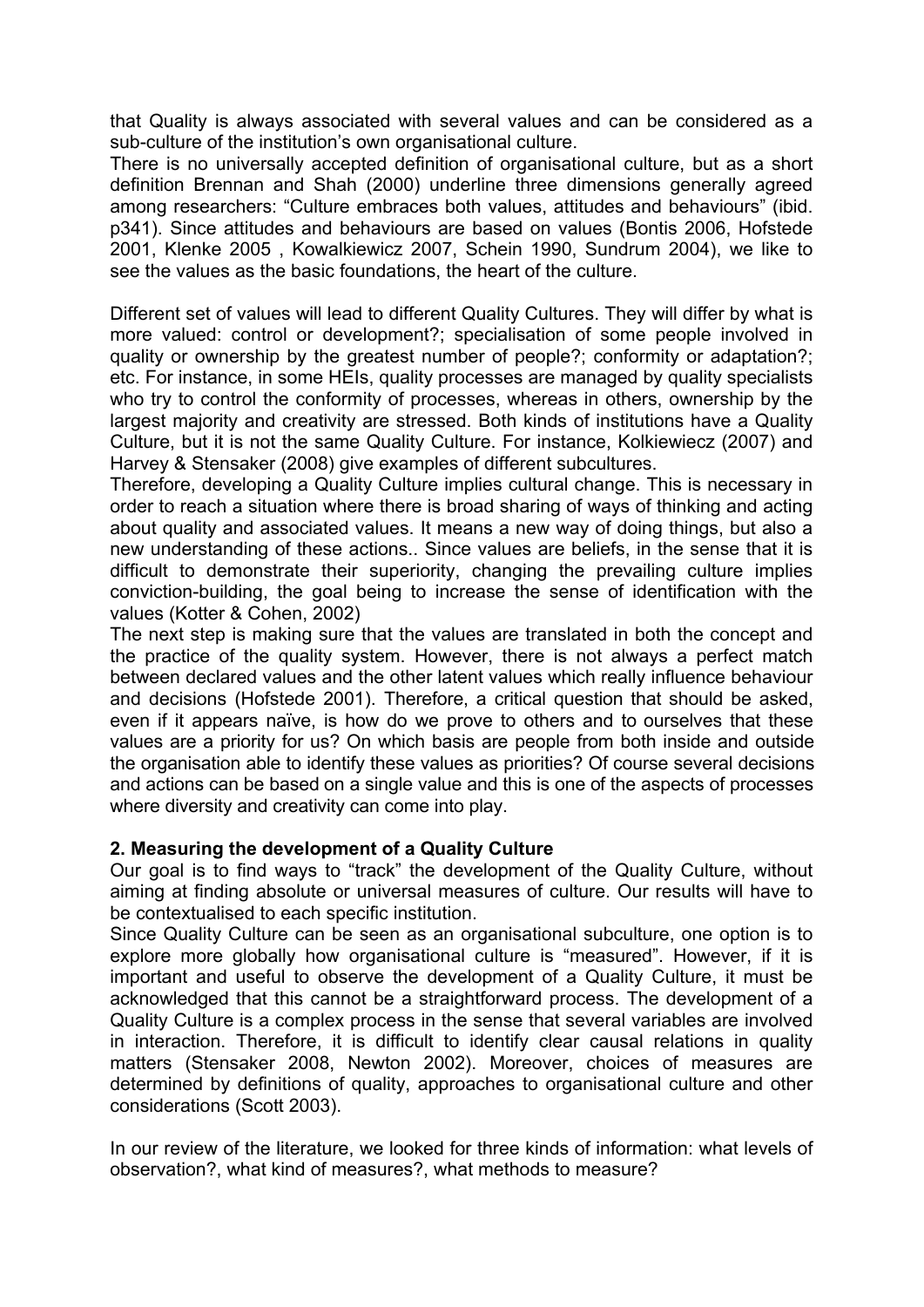that Quality is always associated with several values and can be considered as a sub-culture of the institution's own organisational culture.
There is no universally accepted definition of organisational culture, but as a short definition Brennan and Shah (2000) underline three dimensions generally agreed among researchers: "Culture embraces both values, attitudes and behaviours" (ibid. p341). Since attitudes and behaviours are based on values (Bontis 2006, Hofstede 2001, Klenke 2005 , Kowalkiewicz 2007, Schein 1990, Sundrum 2004), we like to see the values as the basic foundations, the heart of the culture.

Different set of values will lead to different Quality Cultures. They will differ by what is more valued: control or development?; specialisation of some people involved in quality or ownership by the greatest number of people?; conformity or adaptation?; etc. For instance, in some HEIs, quality processes are managed by quality specialists who try to control the conformity of processes, whereas in others, ownership by the largest majority and creativity are stressed. Both kinds of institutions have a Quality Culture, but it is not the same Quality Culture. For instance, Kolkiewiecz (2007) and Harvey & Stensaker (2008) give examples of different subcultures.
Therefore, developing a Quality Culture implies cultural change. This is necessary in order to reach a situation where there is broad sharing of ways of thinking and acting about quality and associated values. It means a new way of doing things, but also a new understanding of these actions.. Since values are beliefs, in the sense that it is difficult to demonstrate their superiority, changing the prevailing culture implies conviction-building, the goal being to increase the sense of identification with the values (Kotter & Cohen, 2002)
The next step is making sure that the values are translated in both the concept and the practice of the quality system. However, there is not always a perfect match between declared values and the other latent values which really influence behaviour and decisions (Hofstede 2001). Therefore, a critical question that should be asked, even if it appears naïve, is how do we prove to others and to ourselves that these values are a priority for us? On which basis are people from both inside and outside the organisation able to identify these values as priorities? Of course several decisions and actions can be based on a single value and this is one of the aspects of processes where diversity and creativity can come into play.

## 2. Measuring the development of a Quality Culture

Our goal is to find ways to "track" the development of the Quality Culture, without aiming at finding absolute or universal measures of culture. Our results will have to be contextualised to each specific institution.
Since Quality Culture can be seen as an organisational subculture, one option is to explore more globally how organisational culture is "measured". However, if it is important and useful to observe the development of a Quality Culture, it must be acknowledged that this cannot be a straightforward process. The development of a Quality Culture is a complex process in the sense that several variables are involved in interaction. Therefore, it is difficult to identify clear causal relations in quality matters (Stensaker 2008, Newton 2002). Moreover, choices of measures are determined by definitions of quality, approaches to organisational culture and other considerations (Scott 2003).

In our review of the literature, we looked for three kinds of information: what levels of observation?, what kind of measures?, what methods to measure?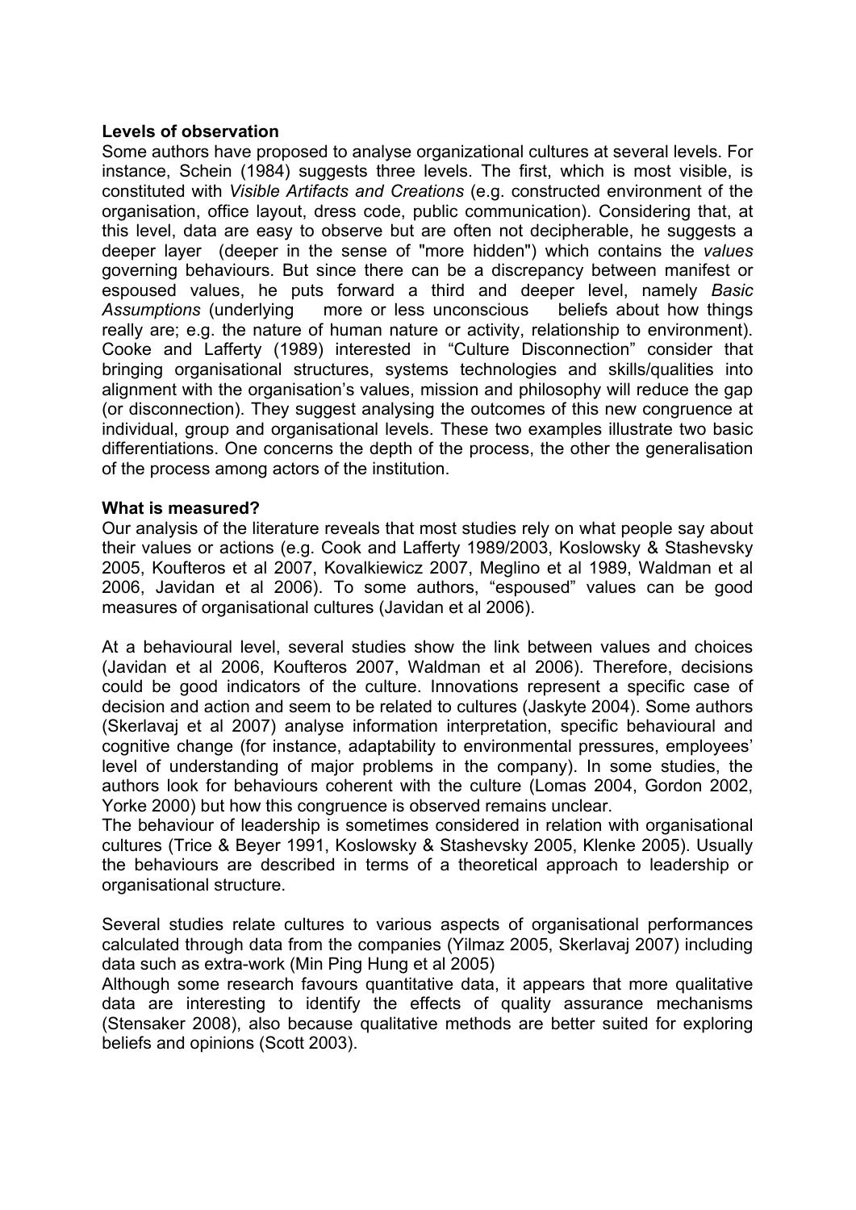**Levels of observation**

Some authors have proposed to analyse organizational cultures at several levels. For instance, Schein (1984) suggests three levels. The first, which is most visible, is constituted with *Visible Artifacts and Creations* (e.g. constructed environment of the organisation, office layout, dress code, public communication). Considering that, at this level, data are easy to observe but are often not decipherable, he suggests a deeper layer (deeper in the sense of "more hidden") which contains the *values* governing behaviours. But since there can be a discrepancy between manifest or espoused values, he puts forward a third and deeper level, namely *Basic Assumptions* (underlying more or less unconscious beliefs about how things really are; e.g. the nature of human nature or activity, relationship to environment). Cooke and Lafferty (1989) interested in "Culture Disconnection" consider that bringing organisational structures, systems technologies and skills/qualities into alignment with the organisation's values, mission and philosophy will reduce the gap (or disconnection). They suggest analysing the outcomes of this new congruence at individual, group and organisational levels. These two examples illustrate two basic differentiations. One concerns the depth of the process, the other the generalisation of the process among actors of the institution.

**What is measured?**

Our analysis of the literature reveals that most studies rely on what people say about their values or actions (e.g. Cook and Lafferty 1989/2003, Koslowsky & Stashevsky 2005, Koufteros et al 2007, Kovalkiewicz 2007, Meglino et al 1989, Waldman et al 2006, Javidan et al 2006). To some authors, "espoused" values can be good measures of organisational cultures (Javidan et al 2006).

At a behavioural level, several studies show the link between values and choices (Javidan et al 2006, Koufteros 2007, Waldman et al 2006). Therefore, decisions could be good indicators of the culture. Innovations represent a specific case of decision and action and seem to be related to cultures (Jaskyte 2004). Some authors (Skerlavaj et al 2007) analyse information interpretation, specific behavioural and cognitive change (for instance, adaptability to environmental pressures, employees' level of understanding of major problems in the company). In some studies, the authors look for behaviours coherent with the culture (Lomas 2004, Gordon 2002, Yorke 2000) but how this congruence is observed remains unclear.

The behaviour of leadership is sometimes considered in relation with organisational cultures (Trice & Beyer 1991, Koslowsky & Stashevsky 2005, Klenke 2005). Usually the behaviours are described in terms of a theoretical approach to leadership or organisational structure.

Several studies relate cultures to various aspects of organisational performances calculated through data from the companies (Yilmaz 2005, Skerlavaj 2007) including data such as extra-work (Min Ping Hung et al 2005)

Although some research favours quantitative data, it appears that more qualitative data are interesting to identify the effects of quality assurance mechanisms (Stensaker 2008), also because qualitative methods are better suited for exploring beliefs and opinions (Scott 2003).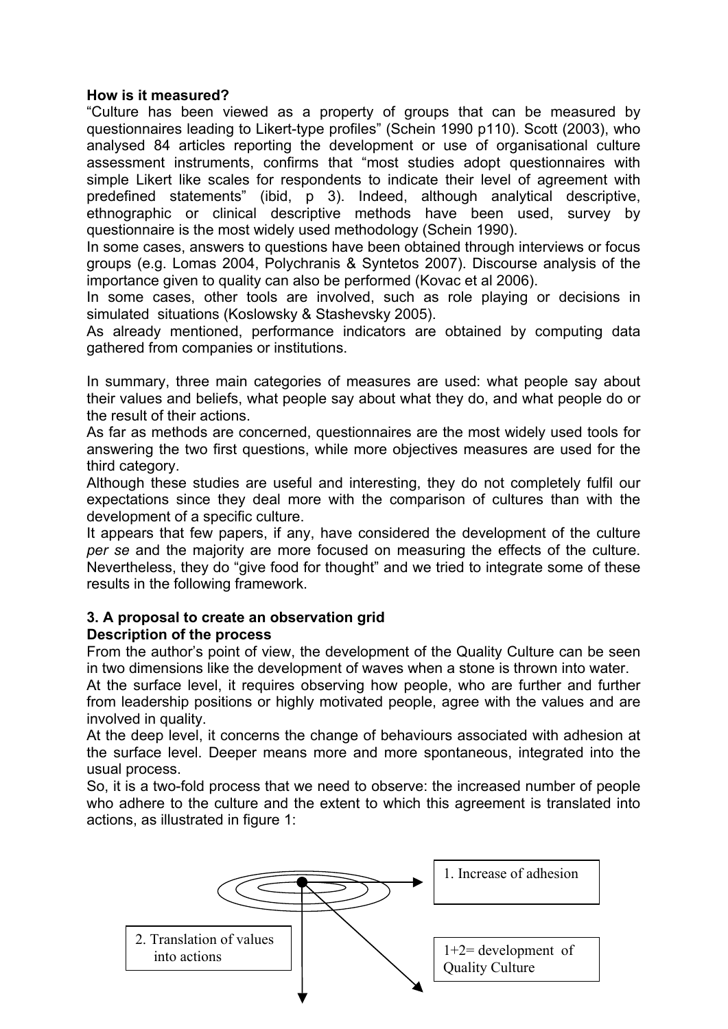**How is it measured?**

"Culture has been viewed as a property of groups that can be measured by questionnaires leading to Likert-type profiles" (Schein 1990 p110). Scott (2003), who analysed 84 articles reporting the development or use of organisational culture assessment instruments, confirms that "most studies adopt questionnaires with simple Likert like scales for respondents to indicate their level of agreement with predefined statements" (ibid, p 3). Indeed, although analytical descriptive, ethnographic or clinical descriptive methods have been used, survey by questionnaire is the most widely used methodology (Schein 1990).

In some cases, answers to questions have been obtained through interviews or focus groups (e.g. Lomas 2004, Polychranis & Syntetos 2007). Discourse analysis of the importance given to quality can also be performed (Kovac et al 2006).

In some cases, other tools are involved, such as role playing or decisions in simulated situations (Koslowsky & Stashevsky 2005).

As already mentioned, performance indicators are obtained by computing data gathered from companies or institutions.

In summary, three main categories of measures are used: what people say about their values and beliefs, what people say about what they do, and what people do or the result of their actions.

As far as methods are concerned, questionnaires are the most widely used tools for answering the two first questions, while more objectives measures are used for the third category.

Although these studies are useful and interesting, they do not completely fulfil our expectations since they deal more with the comparison of cultures than with the development of a specific culture.

It appears that few papers, if any, have considered the development of the culture *per se* and the majority are more focused on measuring the effects of the culture. Nevertheless, they do "give food for thought" and we tried to integrate some of these results in the following framework.

## 3. A proposal to create an observation grid

**Description of the process**

From the author's point of view, the development of the Quality Culture can be seen in two dimensions like the development of waves when a stone is thrown into water.

At the surface level, it requires observing how people, who are further and further from leadership positions or highly motivated people, agree with the values and are involved in quality.

At the deep level, it concerns the change of behaviours associated with adhesion at the surface level. Deeper means more and more spontaneous, integrated into the usual process.

So, it is a two-fold process that we need to observe: the increased number of people who adhere to the culture and the extent to which this agreement is translated into actions, as illustrated in figure 1:

1. Increase of adhesion

2. Translation of values into actions

1+2= development of Quality Culture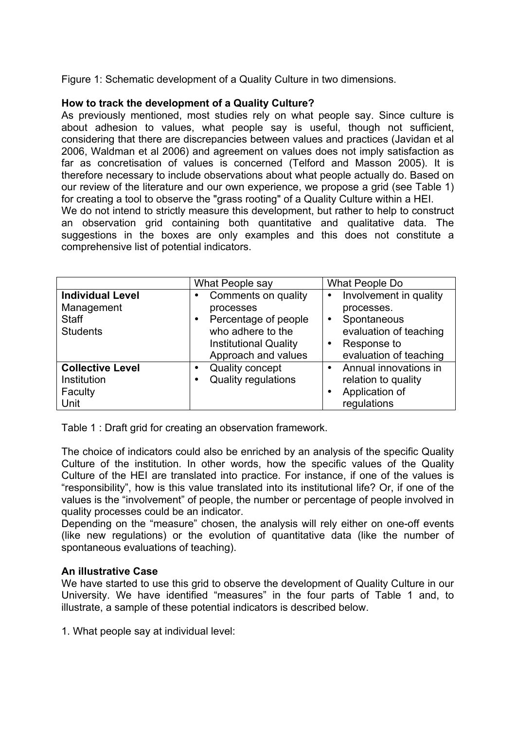Figure 1: Schematic development of a Quality Culture in two dimensions.

**How to track the development of a Quality Culture?**

As previously mentioned, most studies rely on what people say. Since culture is about adhesion to values, what people say is useful, though not sufficient, considering that there are discrepancies between values and practices (Javidan et al 2006, Waldman et al 2006) and agreement on values does not imply satisfaction as far as concretisation of values is concerned (Telford and Masson 2005). It is therefore necessary to include observations about what people actually do. Based on our review of the literature and our own experience, we propose a grid (see Table 1) for creating a tool to observe the "grass rooting" of a Quality Culture within a HEI.

We do not intend to strictly measure this development, but rather to help to construct an observation grid containing both quantitative and qualitative data. The suggestions in the boxes are only examples and this does not constitute a comprehensive list of potential indicators.

| | What People say | What People Do |
|---|---|---|
| **Individual Level**<br>Management<br>Staff<br>Students | • Comments on quality processes<br>• Percentage of people who adhere to the Institutional Quality Approach and values | • Involvement in quality processes.<br>• Spontaneous evaluation of teaching<br>• Response to evaluation of teaching |
| **Collective Level**<br>Institution<br>Faculty<br>Unit | • Quality concept<br>• Quality regulations | • Annual innovations in relation to quality<br>• Application of regulations |

Table 1 : Draft grid for creating an observation framework.

The choice of indicators could also be enriched by an analysis of the specific Quality Culture of the institution. In other words, how the specific values of the Quality Culture of the HEI are translated into practice. For instance, if one of the values is "responsibility", how is this value translated into its institutional life? Or, if one of the values is the "involvement" of people, the number or percentage of people involved in quality processes could be an indicator.

Depending on the "measure" chosen, the analysis will rely either on one-off events (like new regulations) or the evolution of quantitative data (like the number of spontaneous evaluations of teaching).

**An illustrative Case**

We have started to use this grid to observe the development of Quality Culture in our University. We have identified "measures" in the four parts of Table 1 and, to illustrate, a sample of these potential indicators is described below.

1. What people say at individual level: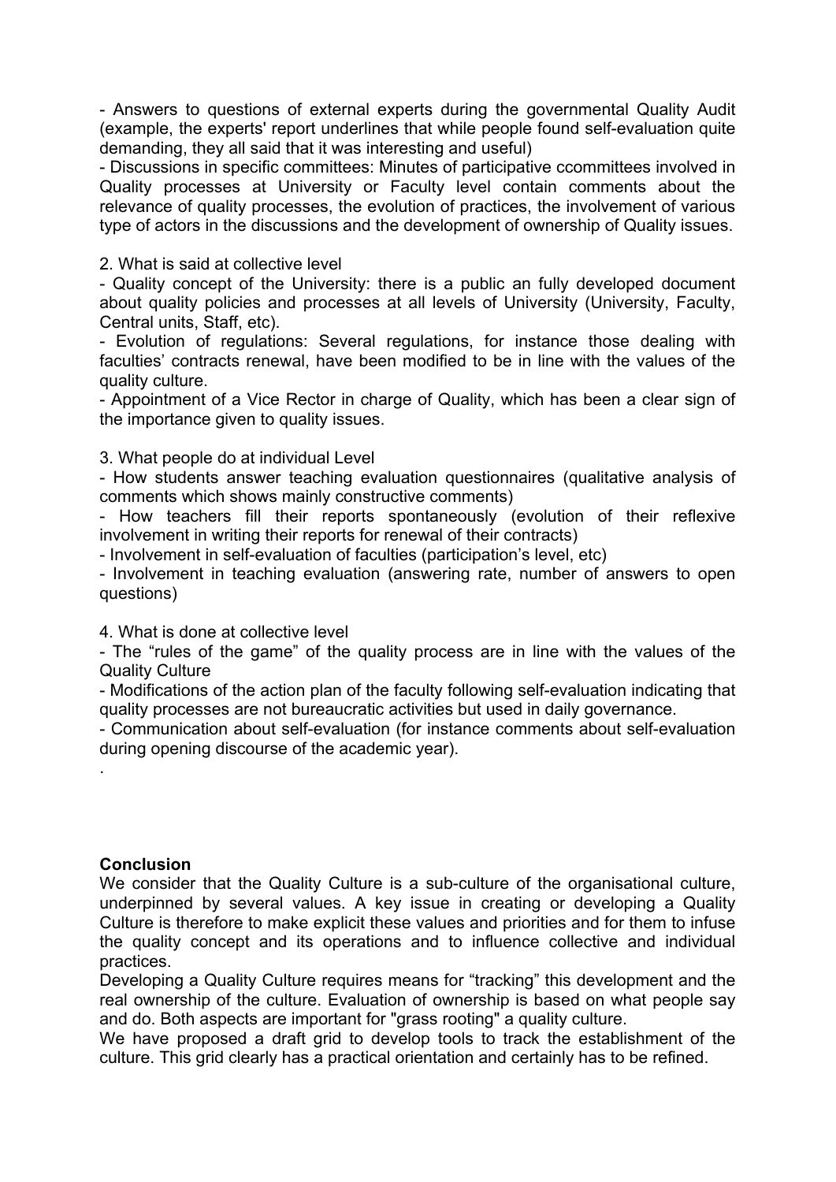- Answers to questions of external experts during the governmental Quality Audit (example, the experts' report underlines that while people found self-evaluation quite demanding, they all said that it was interesting and useful)
- Discussions in specific committees: Minutes of participative ccommittees involved in Quality processes at University or Faculty level contain comments about the relevance of quality processes, the evolution of practices, the involvement of various type of actors in the discussions and the development of ownership of Quality issues.

2. What is said at collective level

- Quality concept of the University: there is a public an fully developed document about quality policies and processes at all levels of University (University, Faculty, Central units, Staff, etc).
- Evolution of regulations: Several regulations, for instance those dealing with faculties' contracts renewal, have been modified to be in line with the values of the quality culture.
- Appointment of a Vice Rector in charge of Quality, which has been a clear sign of the importance given to quality issues.

3. What people do at individual Level

- How students answer teaching evaluation questionnaires (qualitative analysis of comments which shows mainly constructive comments)
- How teachers fill their reports spontaneously (evolution of their reflexive involvement in writing their reports for renewal of their contracts)
- Involvement in self-evaluation of faculties (participation's level, etc)
- Involvement in teaching evaluation (answering rate, number of answers to open questions)

4. What is done at collective level

- The "rules of the game" of the quality process are in line with the values of the Quality Culture
- Modifications of the action plan of the faculty following self-evaluation indicating that quality processes are not bureaucratic activities but used in daily governance.
- Communication about self-evaluation (for instance comments about self-evaluation during opening discourse of the academic year).

.

**Conclusion**

We consider that the Quality Culture is a sub-culture of the organisational culture, underpinned by several values. A key issue in creating or developing a Quality Culture is therefore to make explicit these values and priorities and for them to infuse the quality concept and its operations and to influence collective and individual practices.

Developing a Quality Culture requires means for "tracking" this development and the real ownership of the culture. Evaluation of ownership is based on what people say and do. Both aspects are important for "grass rooting" a quality culture.

We have proposed a draft grid to develop tools to track the establishment of the culture. This grid clearly has a practical orientation and certainly has to be refined.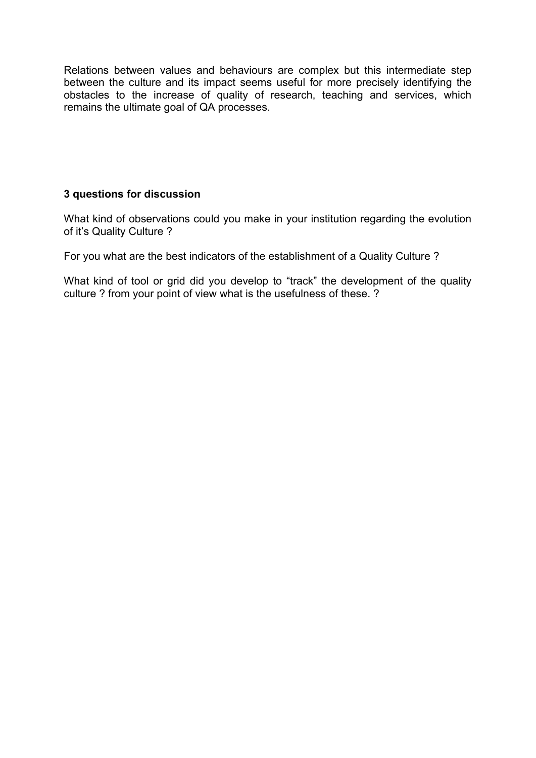Relations between values and behaviours are complex but this intermediate step between the culture and its impact seems useful for more precisely identifying the obstacles to the increase of quality of research, teaching and services, which remains the ultimate goal of QA processes.

**3 questions for discussion**

What kind of observations could you make in your institution regarding the evolution of it's Quality Culture ?

For you what are the best indicators of the establishment of a Quality Culture ?

What kind of tool or grid did you develop to "track" the development of the quality culture ? from your point of view what is the usefulness of these. ?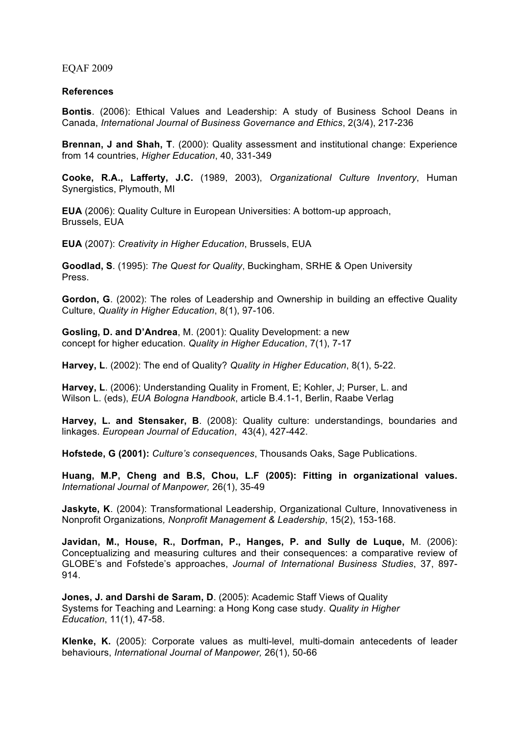EQAF 2009

**References**

**Bontis**. (2006): Ethical Values and Leadership: A study of Business School Deans in Canada, *International Journal of Business Governance and Ethics*, 2(3/4), 217-236

**Brennan, J and Shah, T**. (2000): Quality assessment and institutional change: Experience from 14 countries, *Higher Education*, 40, 331-349

**Cooke, R.A., Lafferty, J.C.** (1989, 2003), *Organizational Culture Inventory*, Human Synergistics, Plymouth, MI

**EUA** (2006): Quality Culture in European Universities: A bottom-up approach, Brussels, EUA

**EUA** (2007): *Creativity in Higher Education*, Brussels, EUA

**Goodlad, S**. (1995): *The Quest for Quality*, Buckingham, SRHE & Open University Press.

**Gordon, G**. (2002): The roles of Leadership and Ownership in building an effective Quality Culture, *Quality in Higher Education*, 8(1), 97-106.

**Gosling, D. and D'Andrea**, M. (2001): Quality Development: a new concept for higher education. *Quality in Higher Education*, 7(1), 7-17

**Harvey, L**. (2002): The end of Quality? *Quality in Higher Education*, 8(1), 5-22.

**Harvey, L**. (2006): Understanding Quality in Froment, E; Kohler, J; Purser, L. and Wilson L. (eds), *EUA Bologna Handbook*, article B.4.1-1, Berlin, Raabe Verlag

**Harvey, L. and Stensaker, B**. (2008): Quality culture: understandings, boundaries and linkages. *European Journal of Education*, 43(4), 427-442.

**Hofstede, G (2001):** *Culture's consequences*, Thousands Oaks, Sage Publications.

**Huang, M.P, Cheng and B.S, Chou, L.F (2005): Fitting in organizational values.** *International Journal of Manpower,* 26(1), 35-49

**Jaskyte, K**. (2004): Transformational Leadership, Organizational Culture, Innovativeness in Nonprofit Organizations*, Nonprofit Management & Leadership*, 15(2), 153-168.

**Javidan, M., House, R., Dorfman, P., Hanges, P. and Sully de Luque,** M. (2006): Conceptualizing and measuring cultures and their consequences: a comparative review of GLOBE's and Fofstede's approaches, *Journal of International Business Studies*, 37, 897-914.

**Jones, J. and Darshi de Saram, D**. (2005): Academic Staff Views of Quality Systems for Teaching and Learning: a Hong Kong case study. *Quality in Higher Education*, 11(1), 47-58.

**Klenke, K.** (2005): Corporate values as multi-level, multi-domain antecedents of leader behaviours, *International Journal of Manpower,* 26(1), 50-66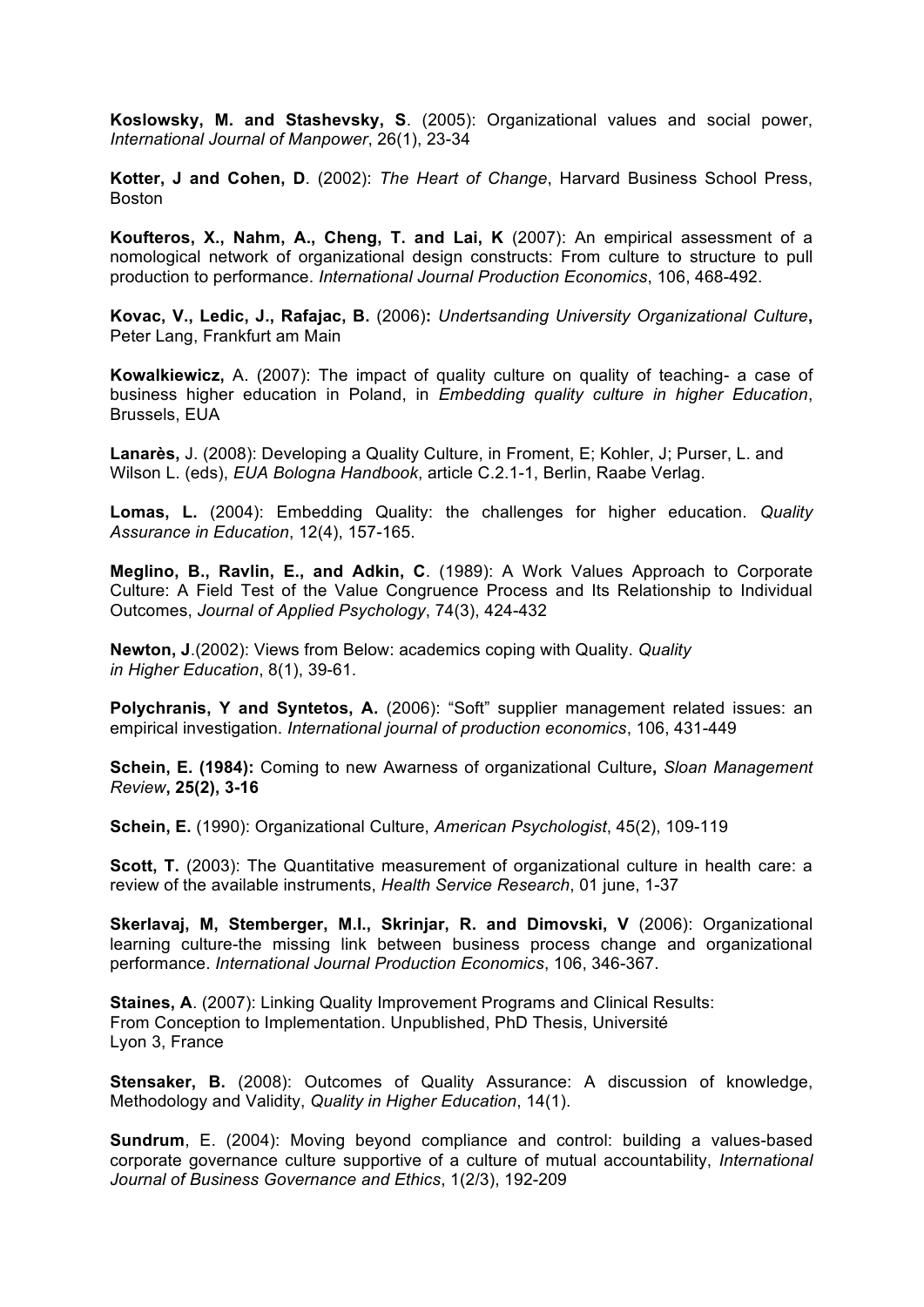**Koslowsky, M. and Stashevsky, S**. (2005): Organizational values and social power, *International Journal of Manpower*, 26(1), 23-34

**Kotter, J and Cohen, D**. (2002): *The Heart of Change*, Harvard Business School Press, Boston

**Koufteros, X., Nahm, A., Cheng, T. and Lai, K** (2007): An empirical assessment of a nomological network of organizational design constructs: From culture to structure to pull production to performance. *International Journal Production Economics*, 106, 468-492.

**Kovac, V., Ledic, J., Rafajac, B.** (2006)**:** *Undertsanding University Organizational Culture***,** Peter Lang, Frankfurt am Main

**Kowalkiewicz,** A. (2007): The impact of quality culture on quality of teaching- a case of business higher education in Poland, in *Embedding quality culture in higher Education*, Brussels, EUA

**Lanarès,** J. (2008): Developing a Quality Culture, in Froment, E; Kohler, J; Purser, L. and Wilson L. (eds), *EUA Bologna Handbook*, article C.2.1-1, Berlin, Raabe Verlag.

**Lomas, L.** (2004): Embedding Quality: the challenges for higher education. *Quality Assurance in Education*, 12(4), 157-165.

**Meglino, B., Ravlin, E., and Adkin, C**. (1989): A Work Values Approach to Corporate Culture: A Field Test of the Value Congruence Process and Its Relationship to Individual Outcomes, *Journal of Applied Psychology*, 74(3), 424-432

**Newton, J**.(2002): Views from Below: academics coping with Quality. *Quality in Higher Education*, 8(1), 39-61.

**Polychranis, Y and Syntetos, A.** (2006): "Soft" supplier management related issues: an empirical investigation. *International journal of production economics*, 106, 431-449

**Schein, E. (1984):** Coming to new Awarness of organizational Culture**,** *Sloan Management Review***, 25(2), 3-16**

**Schein, E.** (1990): Organizational Culture, *American Psychologist*, 45(2), 109-119

**Scott, T.** (2003): The Quantitative measurement of organizational culture in health care: a review of the available instruments, *Health Service Research*, 01 june, 1-37

**Skerlavaj, M, Stemberger, M.I., Skrinjar, R. and Dimovski, V** (2006): Organizational learning culture-the missing link between business process change and organizational performance. *International Journal Production Economics*, 106, 346-367.

**Staines, A**. (2007): Linking Quality Improvement Programs and Clinical Results: From Conception to Implementation. Unpublished, PhD Thesis, Université Lyon 3, France

**Stensaker, B.** (2008): Outcomes of Quality Assurance: A discussion of knowledge, Methodology and Validity, *Quality in Higher Education*, 14(1).

**Sundrum**, E. (2004): Moving beyond compliance and control: building a values-based corporate governance culture supportive of a culture of mutual accountability, *International Journal of Business Governance and Ethics*, 1(2/3), 192-209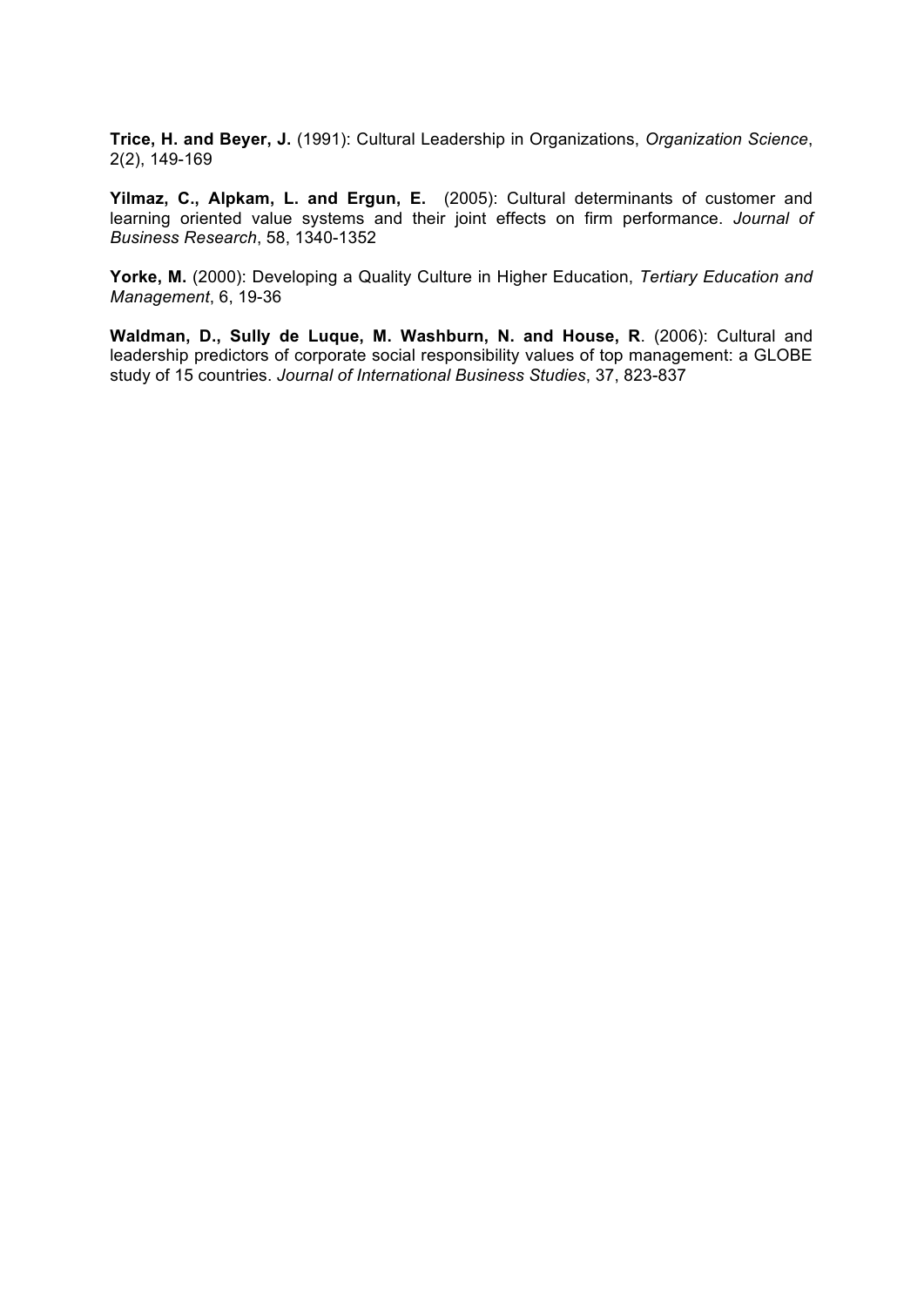**Trice, H. and Beyer, J.** (1991): Cultural Leadership in Organizations, *Organization Science*, 2(2), 149-169

**Yilmaz, C., Alpkam, L. and Ergun, E.** (2005): Cultural determinants of customer and learning oriented value systems and their joint effects on firm performance. *Journal of Business Research*, 58, 1340-1352

**Yorke, M.** (2000): Developing a Quality Culture in Higher Education, *Tertiary Education and Management*, 6, 19-36

**Waldman, D., Sully de Luque, M. Washburn, N. and House, R**. (2006): Cultural and leadership predictors of corporate social responsibility values of top management: a GLOBE study of 15 countries. *Journal of International Business Studies*, 37, 823-837